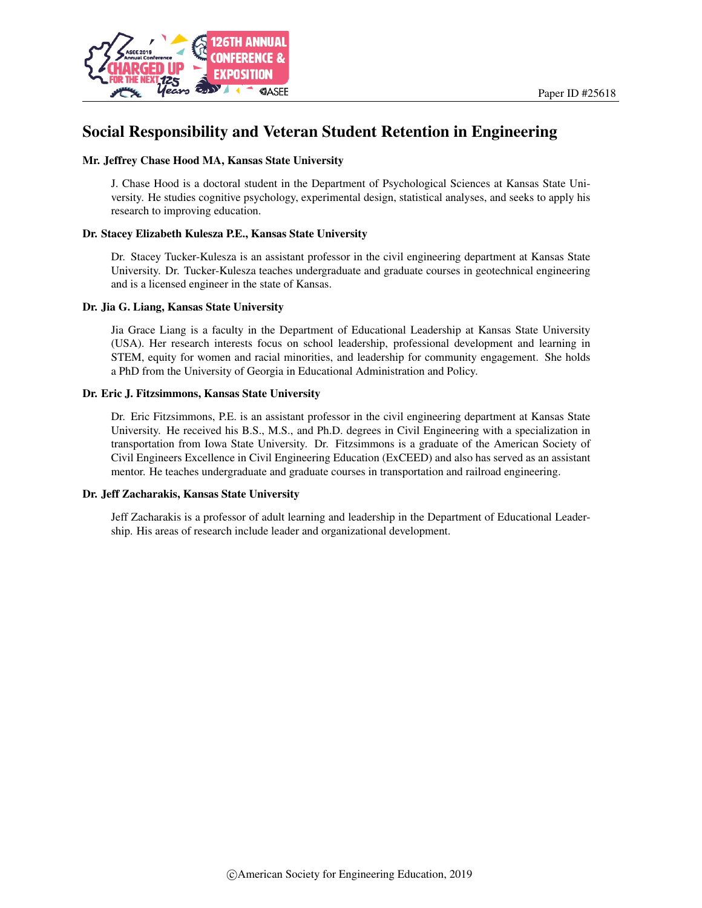Paper ID #25618

# Social Responsibility and Veteran Student Retention in Engineering

**Mr. Jeffrey Chase Hood MA, Kansas State University**

J. Chase Hood is a doctoral student in the Department of Psychological Sciences at Kansas State University. He studies cognitive psychology, experimental design, statistical analyses, and seeks to apply his research to improving education.

**Dr. Stacey Elizabeth Kulesza P.E., Kansas State University**

Dr. Stacey Tucker-Kulesza is an assistant professor in the civil engineering department at Kansas State University. Dr. Tucker-Kulesza teaches undergraduate and graduate courses in geotechnical engineering and is a licensed engineer in the state of Kansas.

**Dr. Jia G. Liang, Kansas State University**

Jia Grace Liang is a faculty in the Department of Educational Leadership at Kansas State University (USA). Her research interests focus on school leadership, professional development and learning in STEM, equity for women and racial minorities, and leadership for community engagement. She holds a PhD from the University of Georgia in Educational Administration and Policy.

**Dr. Eric J. Fitzsimmons, Kansas State University**

Dr. Eric Fitzsimmons, P.E. is an assistant professor in the civil engineering department at Kansas State University. He received his B.S., M.S., and Ph.D. degrees in Civil Engineering with a specialization in transportation from Iowa State University. Dr. Fitzsimmons is a graduate of the American Society of Civil Engineers Excellence in Civil Engineering Education (ExCEED) and also has served as an assistant mentor. He teaches undergraduate and graduate courses in transportation and railroad engineering.

**Dr. Jeff Zacharakis, Kansas State University**

Jeff Zacharakis is a professor of adult learning and leadership in the Department of Educational Leadership. His areas of research include leader and organizational development.

©American Society for Engineering Education, 2019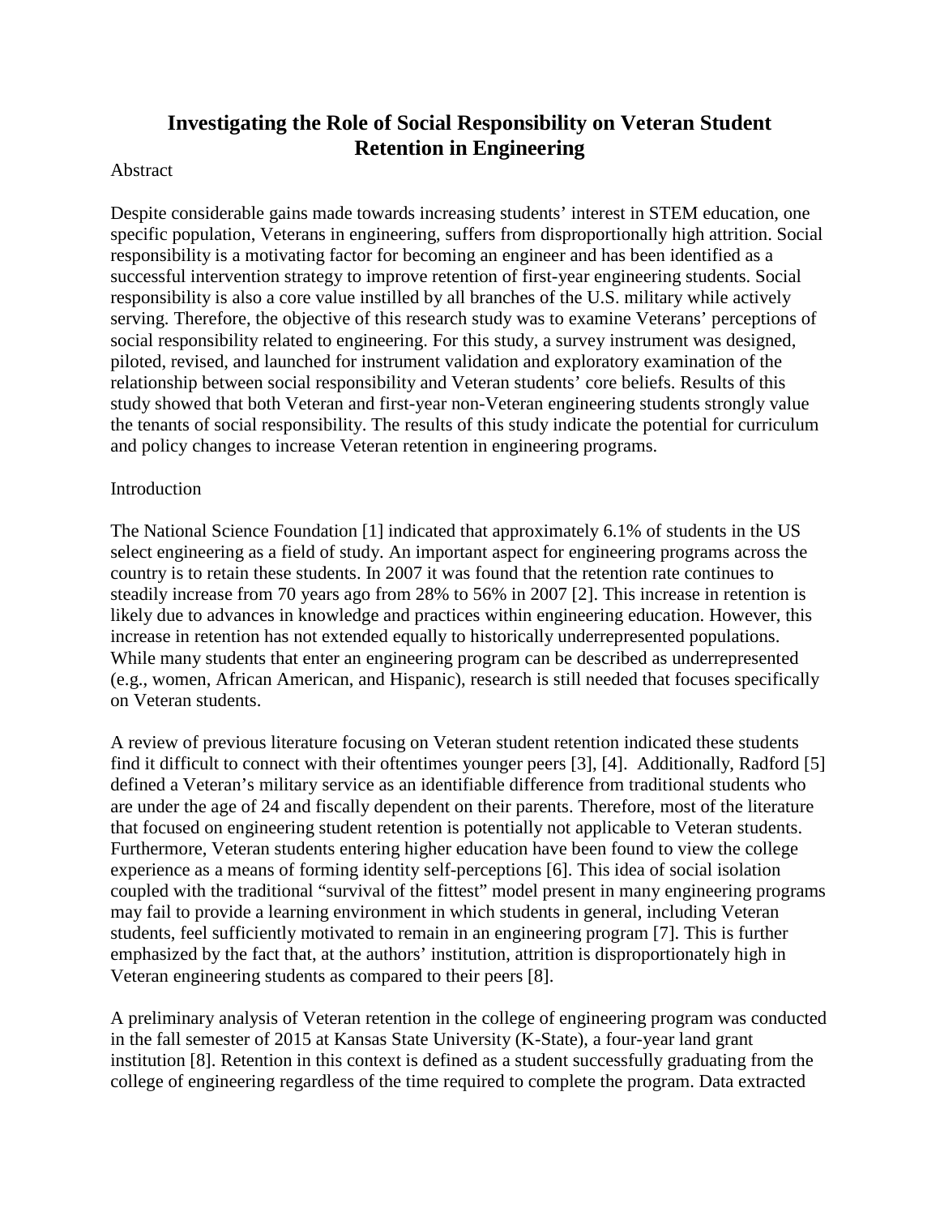# Investigating the Role of Social Responsibility on Veteran Student Retention in Engineering

## Abstract

Despite considerable gains made towards increasing students' interest in STEM education, one specific population, Veterans in engineering, suffers from disproportionally high attrition. Social responsibility is a motivating factor for becoming an engineer and has been identified as a successful intervention strategy to improve retention of first-year engineering students. Social responsibility is also a core value instilled by all branches of the U.S. military while actively serving. Therefore, the objective of this research study was to examine Veterans' perceptions of social responsibility related to engineering. For this study, a survey instrument was designed, piloted, revised, and launched for instrument validation and exploratory examination of the relationship between social responsibility and Veteran students' core beliefs. Results of this study showed that both Veteran and first-year non-Veteran engineering students strongly value the tenants of social responsibility. The results of this study indicate the potential for curriculum and policy changes to increase Veteran retention in engineering programs.

## Introduction

The National Science Foundation [1] indicated that approximately 6.1% of students in the US select engineering as a field of study. An important aspect for engineering programs across the country is to retain these students. In 2007 it was found that the retention rate continues to steadily increase from 70 years ago from 28% to 56% in 2007 [2]. This increase in retention is likely due to advances in knowledge and practices within engineering education. However, this increase in retention has not extended equally to historically underrepresented populations. While many students that enter an engineering program can be described as underrepresented (e.g., women, African American, and Hispanic), research is still needed that focuses specifically on Veteran students.

A review of previous literature focusing on Veteran student retention indicated these students find it difficult to connect with their oftentimes younger peers [3], [4]. Additionally, Radford [5] defined a Veteran's military service as an identifiable difference from traditional students who are under the age of 24 and fiscally dependent on their parents. Therefore, most of the literature that focused on engineering student retention is potentially not applicable to Veteran students. Furthermore, Veteran students entering higher education have been found to view the college experience as a means of forming identity self-perceptions [6]. This idea of social isolation coupled with the traditional "survival of the fittest" model present in many engineering programs may fail to provide a learning environment in which students in general, including Veteran students, feel sufficiently motivated to remain in an engineering program [7]. This is further emphasized by the fact that, at the authors' institution, attrition is disproportionately high in Veteran engineering students as compared to their peers [8].

A preliminary analysis of Veteran retention in the college of engineering program was conducted in the fall semester of 2015 at Kansas State University (K-State), a four-year land grant institution [8]. Retention in this context is defined as a student successfully graduating from the college of engineering regardless of the time required to complete the program. Data extracted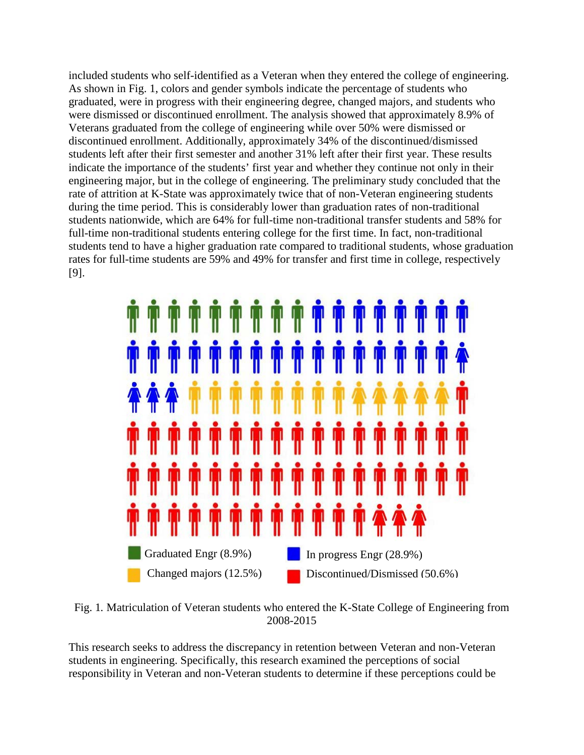included students who self-identified as a Veteran when they entered the college of engineering. As shown in Fig. 1, colors and gender symbols indicate the percentage of students who graduated, were in progress with their engineering degree, changed majors, and students who were dismissed or discontinued enrollment. The analysis showed that approximately 8.9% of Veterans graduated from the college of engineering while over 50% were dismissed or discontinued enrollment. Additionally, approximately 34% of the discontinued/dismissed students left after their first semester and another 31% left after their first year. These results indicate the importance of the students' first year and whether they continue not only in their engineering major, but in the college of engineering. The preliminary study concluded that the rate of attrition at K-State was approximately twice that of non-Veteran engineering students during the time period. This is considerably lower than graduation rates of non-traditional students nationwide, which are 64% for full-time non-traditional transfer students and 58% for full-time non-traditional students entering college for the first time. In fact, non-traditional students tend to have a higher graduation rate compared to traditional students, whose graduation rates for full-time students are 59% and 49% for transfer and first time in college, respectively [9].

Graduated Engr (8.9%) | In progress Engr (28.9%) | Changed majors (12.5%) | Discontinued/Dismissed (50.6%)

Fig. 1. Matriculation of Veteran students who entered the K-State College of Engineering from 2008-2015

This research seeks to address the discrepancy in retention between Veteran and non-Veteran students in engineering. Specifically, this research examined the perceptions of social responsibility in Veteran and non-Veteran students to determine if these perceptions could be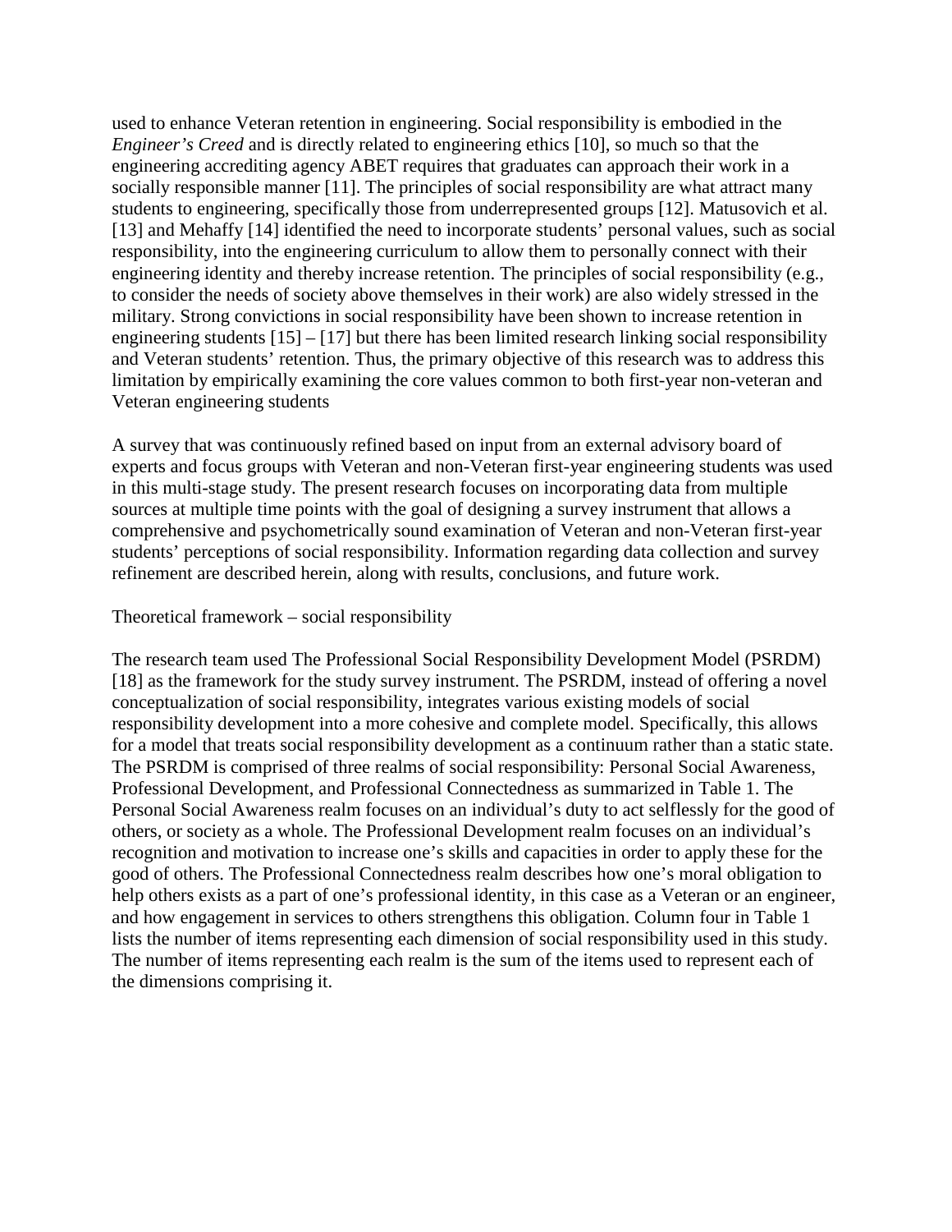used to enhance Veteran retention in engineering. Social responsibility is embodied in the *Engineer's Creed* and is directly related to engineering ethics [10], so much so that the engineering accrediting agency ABET requires that graduates can approach their work in a socially responsible manner [11]. The principles of social responsibility are what attract many students to engineering, specifically those from underrepresented groups [12]. Matusovich et al. [13] and Mehaffy [14] identified the need to incorporate students' personal values, such as social responsibility, into the engineering curriculum to allow them to personally connect with their engineering identity and thereby increase retention. The principles of social responsibility (e.g., to consider the needs of society above themselves in their work) are also widely stressed in the military. Strong convictions in social responsibility have been shown to increase retention in engineering students [15] – [17] but there has been limited research linking social responsibility and Veteran students' retention. Thus, the primary objective of this research was to address this limitation by empirically examining the core values common to both first-year non-veteran and Veteran engineering students

A survey that was continuously refined based on input from an external advisory board of experts and focus groups with Veteran and non-Veteran first-year engineering students was used in this multi-stage study. The present research focuses on incorporating data from multiple sources at multiple time points with the goal of designing a survey instrument that allows a comprehensive and psychometrically sound examination of Veteran and non-Veteran first-year students' perceptions of social responsibility. Information regarding data collection and survey refinement are described herein, along with results, conclusions, and future work.

## Theoretical framework – social responsibility

The research team used The Professional Social Responsibility Development Model (PSRDM) [18] as the framework for the study survey instrument. The PSRDM, instead of offering a novel conceptualization of social responsibility, integrates various existing models of social responsibility development into a more cohesive and complete model. Specifically, this allows for a model that treats social responsibility development as a continuum rather than a static state. The PSRDM is comprised of three realms of social responsibility: Personal Social Awareness, Professional Development, and Professional Connectedness as summarized in Table 1. The Personal Social Awareness realm focuses on an individual's duty to act selflessly for the good of others, or society as a whole. The Professional Development realm focuses on an individual's recognition and motivation to increase one's skills and capacities in order to apply these for the good of others. The Professional Connectedness realm describes how one's moral obligation to help others exists as a part of one's professional identity, in this case as a Veteran or an engineer, and how engagement in services to others strengthens this obligation. Column four in Table 1 lists the number of items representing each dimension of social responsibility used in this study. The number of items representing each realm is the sum of the items used to represent each of the dimensions comprising it.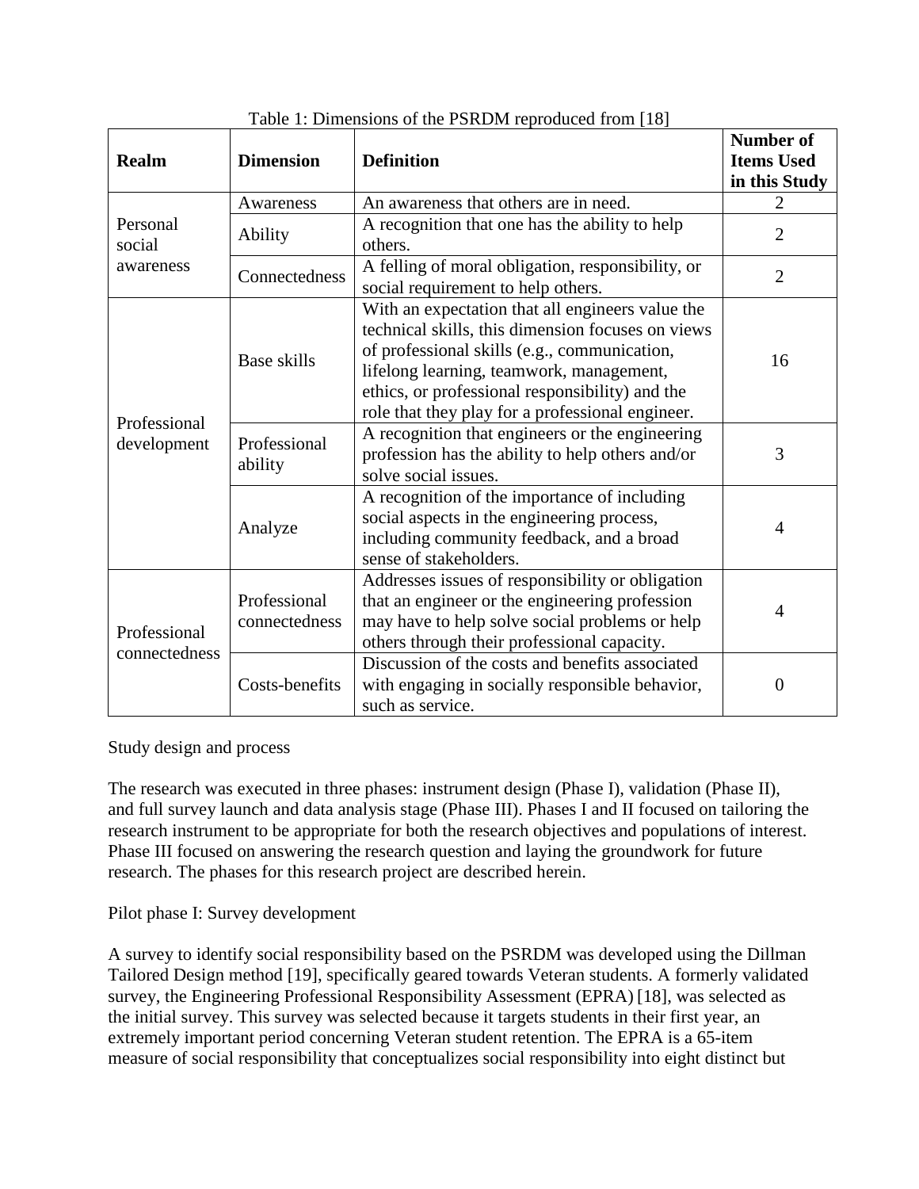Table 1: Dimensions of the PSRDM reproduced from [18]

| Realm | Dimension | Definition | Number of Items Used in this Study |
|---|---|---|---|
| Personal social awareness | Awareness | An awareness that others are in need. | 2 |
| | Ability | A recognition that one has the ability to help others. | 2 |
| | Connectedness | A felling of moral obligation, responsibility, or social requirement to help others. | 2 |
| Professional development | Base skills | With an expectation that all engineers value the technical skills, this dimension focuses on views of professional skills (e.g., communication, lifelong learning, teamwork, management, ethics, or professional responsibility) and the role that they play for a professional engineer. | 16 |
| | Professional ability | A recognition that engineers or the engineering profession has the ability to help others and/or solve social issues. | 3 |
| | Analyze | A recognition of the importance of including social aspects in the engineering process, including community feedback, and a broad sense of stakeholders. | 4 |
| Professional connectedness | Professional connectedness | Addresses issues of responsibility or obligation that an engineer or the engineering profession may have to help solve social problems or help others through their professional capacity. | 4 |
| | Costs-benefits | Discussion of the costs and benefits associated with engaging in socially responsible behavior, such as service. | 0 |

## Study design and process

The research was executed in three phases: instrument design (Phase I), validation (Phase II), and full survey launch and data analysis stage (Phase III). Phases I and II focused on tailoring the research instrument to be appropriate for both the research objectives and populations of interest. Phase III focused on answering the research question and laying the groundwork for future research. The phases for this research project are described herein.

### Pilot phase I: Survey development

A survey to identify social responsibility based on the PSRDM was developed using the Dillman Tailored Design method [19], specifically geared towards Veteran students. A formerly validated survey, the Engineering Professional Responsibility Assessment (EPRA) [18], was selected as the initial survey. This survey was selected because it targets students in their first year, an extremely important period concerning Veteran student retention. The EPRA is a 65-item measure of social responsibility that conceptualizes social responsibility into eight distinct but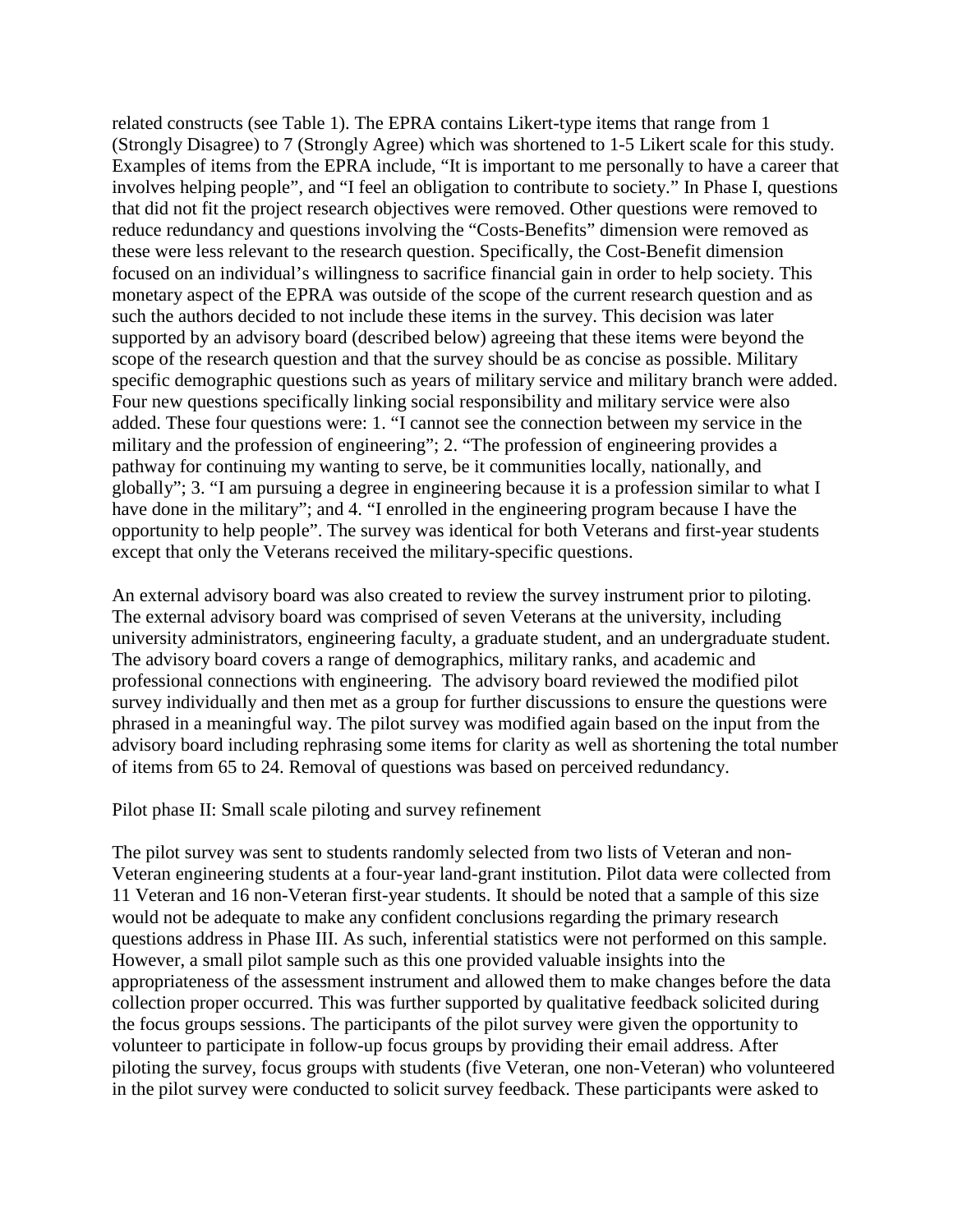related constructs (see Table 1). The EPRA contains Likert-type items that range from 1 (Strongly Disagree) to 7 (Strongly Agree) which was shortened to 1-5 Likert scale for this study. Examples of items from the EPRA include, "It is important to me personally to have a career that involves helping people", and "I feel an obligation to contribute to society." In Phase I, questions that did not fit the project research objectives were removed. Other questions were removed to reduce redundancy and questions involving the "Costs-Benefits" dimension were removed as these were less relevant to the research question. Specifically, the Cost-Benefit dimension focused on an individual's willingness to sacrifice financial gain in order to help society. This monetary aspect of the EPRA was outside of the scope of the current research question and as such the authors decided to not include these items in the survey. This decision was later supported by an advisory board (described below) agreeing that these items were beyond the scope of the research question and that the survey should be as concise as possible. Military specific demographic questions such as years of military service and military branch were added. Four new questions specifically linking social responsibility and military service were also added. These four questions were: 1. "I cannot see the connection between my service in the military and the profession of engineering"; 2. "The profession of engineering provides a pathway for continuing my wanting to serve, be it communities locally, nationally, and globally"; 3. "I am pursuing a degree in engineering because it is a profession similar to what I have done in the military"; and 4. "I enrolled in the engineering program because I have the opportunity to help people". The survey was identical for both Veterans and first-year students except that only the Veterans received the military-specific questions.

An external advisory board was also created to review the survey instrument prior to piloting. The external advisory board was comprised of seven Veterans at the university, including university administrators, engineering faculty, a graduate student, and an undergraduate student. The advisory board covers a range of demographics, military ranks, and academic and professional connections with engineering. The advisory board reviewed the modified pilot survey individually and then met as a group for further discussions to ensure the questions were phrased in a meaningful way. The pilot survey was modified again based on the input from the advisory board including rephrasing some items for clarity as well as shortening the total number of items from 65 to 24. Removal of questions was based on perceived redundancy.

Pilot phase II: Small scale piloting and survey refinement

The pilot survey was sent to students randomly selected from two lists of Veteran and non-Veteran engineering students at a four-year land-grant institution. Pilot data were collected from 11 Veteran and 16 non-Veteran first-year students. It should be noted that a sample of this size would not be adequate to make any confident conclusions regarding the primary research questions address in Phase III. As such, inferential statistics were not performed on this sample. However, a small pilot sample such as this one provided valuable insights into the appropriateness of the assessment instrument and allowed them to make changes before the data collection proper occurred. This was further supported by qualitative feedback solicited during the focus groups sessions. The participants of the pilot survey were given the opportunity to volunteer to participate in follow-up focus groups by providing their email address. After piloting the survey, focus groups with students (five Veteran, one non-Veteran) who volunteered in the pilot survey were conducted to solicit survey feedback. These participants were asked to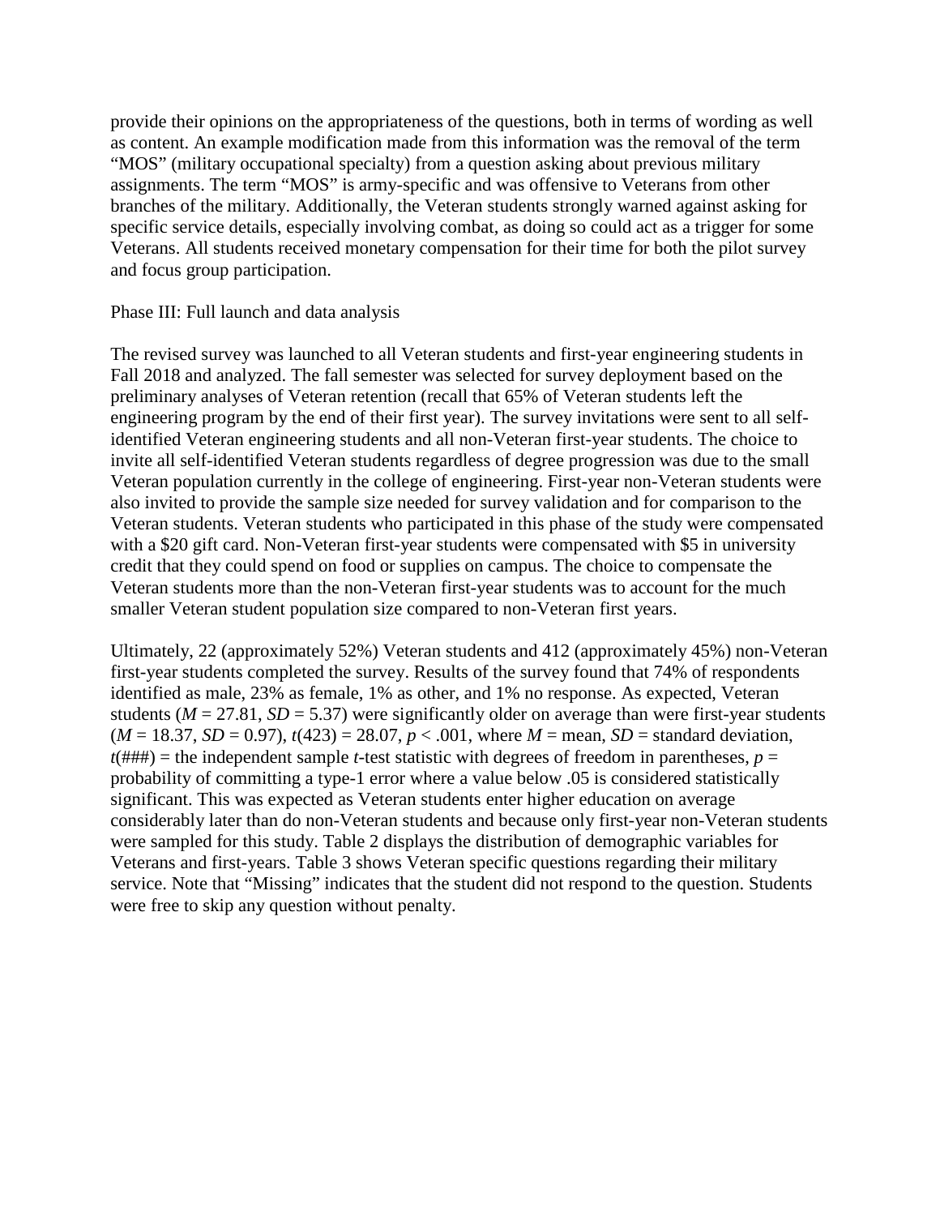provide their opinions on the appropriateness of the questions, both in terms of wording as well as content. An example modification made from this information was the removal of the term “MOS” (military occupational specialty) from a question asking about previous military assignments. The term “MOS” is army-specific and was offensive to Veterans from other branches of the military. Additionally, the Veteran students strongly warned against asking for specific service details, especially involving combat, as doing so could act as a trigger for some Veterans. All students received monetary compensation for their time for both the pilot survey and focus group participation.

Phase III: Full launch and data analysis

The revised survey was launched to all Veteran students and first-year engineering students in Fall 2018 and analyzed. The fall semester was selected for survey deployment based on the preliminary analyses of Veteran retention (recall that 65% of Veteran students left the engineering program by the end of their first year). The survey invitations were sent to all self-identified Veteran engineering students and all non-Veteran first-year students. The choice to invite all self-identified Veteran students regardless of degree progression was due to the small Veteran population currently in the college of engineering. First-year non-Veteran students were also invited to provide the sample size needed for survey validation and for comparison to the Veteran students. Veteran students who participated in this phase of the study were compensated with a $20 gift card. Non-Veteran first-year students were compensated with $5 in university credit that they could spend on food or supplies on campus. The choice to compensate the Veteran students more than the non-Veteran first-year students was to account for the much smaller Veteran student population size compared to non-Veteran first years.

Ultimately, 22 (approximately 52%) Veteran students and 412 (approximately 45%) non-Veteran first-year students completed the survey. Results of the survey found that 74% of respondents identified as male, 23% as female, 1% as other, and 1% no response. As expected, Veteran students ($M$ = 27.81, $SD$ = 5.37) were significantly older on average than were first-year students ($M$ = 18.37, $SD$ = 0.97), $t(423) = 28.07$, $p < .001$, where $M$ = mean, $SD$ = standard deviation, $t$(###) = the independent sample $t$-test statistic with degrees of freedom in parentheses, $p$ = probability of committing a type-1 error where a value below .05 is considered statistically significant. This was expected as Veteran students enter higher education on average considerably later than do non-Veteran students and because only first-year non-Veteran students were sampled for this study. Table 2 displays the distribution of demographic variables for Veterans and first-years. Table 3 shows Veteran specific questions regarding their military service. Note that “Missing” indicates that the student did not respond to the question. Students were free to skip any question without penalty.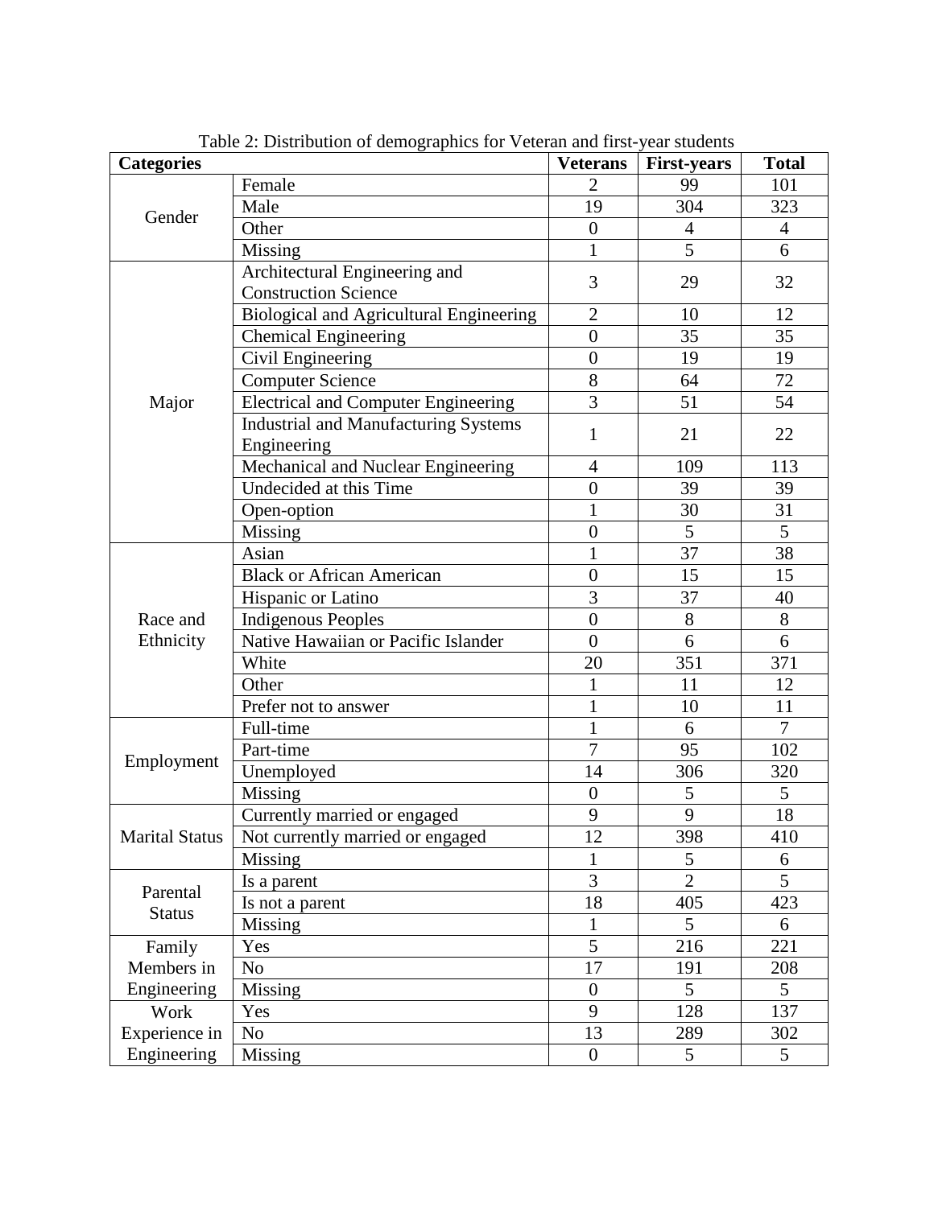Table 2: Distribution of demographics for Veteran and first-year students

| Categories | | Veterans | First-years | Total |
|---|---|---|---|---|
| Gender | Female | 2 | 99 | 101 |
| | Male | 19 | 304 | 323 |
| | Other | 0 | 4 | 4 |
| | Missing | 1 | 5 | 6 |
| Major | Architectural Engineering and Construction Science | 3 | 29 | 32 |
| | Biological and Agricultural Engineering | 2 | 10 | 12 |
| | Chemical Engineering | 0 | 35 | 35 |
| | Civil Engineering | 0 | 19 | 19 |
| | Computer Science | 8 | 64 | 72 |
| | Electrical and Computer Engineering | 3 | 51 | 54 |
| | Industrial and Manufacturing Systems Engineering | 1 | 21 | 22 |
| | Mechanical and Nuclear Engineering | 4 | 109 | 113 |
| | Undecided at this Time | 0 | 39 | 39 |
| | Open-option | 1 | 30 | 31 |
| | Missing | 0 | 5 | 5 |
| Race and Ethnicity | Asian | 1 | 37 | 38 |
| | Black or African American | 0 | 15 | 15 |
| | Hispanic or Latino | 3 | 37 | 40 |
| | Indigenous Peoples | 0 | 8 | 8 |
| | Native Hawaiian or Pacific Islander | 0 | 6 | 6 |
| | White | 20 | 351 | 371 |
| | Other | 1 | 11 | 12 |
| | Prefer not to answer | 1 | 10 | 11 |
| Employment | Full-time | 1 | 6 | 7 |
| | Part-time | 7 | 95 | 102 |
| | Unemployed | 14 | 306 | 320 |
| | Missing | 0 | 5 | 5 |
| Marital Status | Currently married or engaged | 9 | 9 | 18 |
| | Not currently married or engaged | 12 | 398 | 410 |
| | Missing | 1 | 5 | 6 |
| Parental Status | Is a parent | 3 | 2 | 5 |
| | Is not a parent | 18 | 405 | 423 |
| | Missing | 1 | 5 | 6 |
| Family Members in Engineering | Yes | 5 | 216 | 221 |
| | No | 17 | 191 | 208 |
| | Missing | 0 | 5 | 5 |
| Work Experience in Engineering | Yes | 9 | 128 | 137 |
| | No | 13 | 289 | 302 |
| | Missing | 0 | 5 | 5 |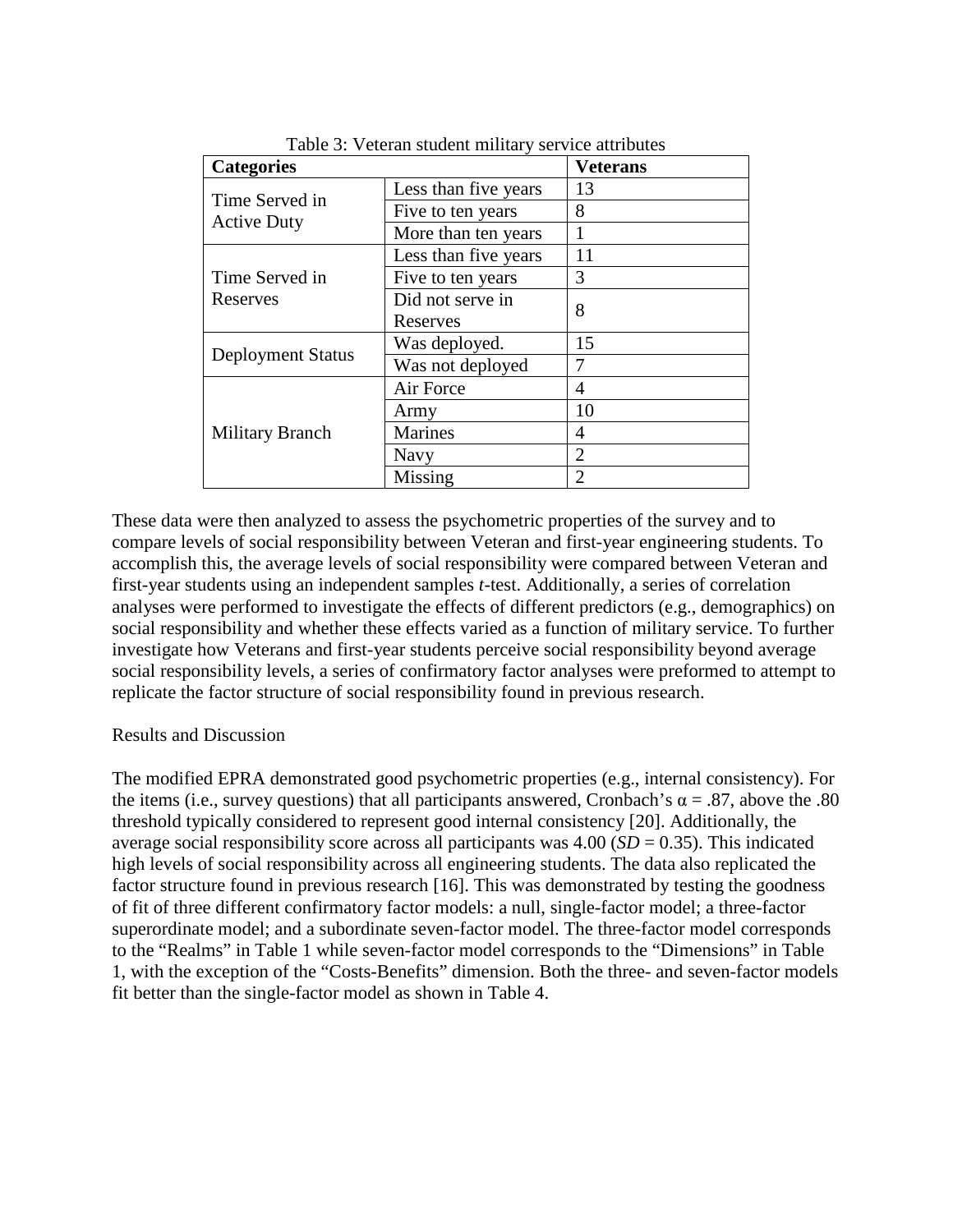Table 3: Veteran student military service attributes

| Categories | | Veterans |
|---|---|---|
| Time Served in Active Duty | Less than five years | 13 |
| | Five to ten years | 8 |
| | More than ten years | 1 |
| Time Served in Reserves | Less than five years | 11 |
| | Five to ten years | 3 |
| | Did not serve in Reserves | 8 |
| Deployment Status | Was deployed. | 15 |
| | Was not deployed | 7 |
| Military Branch | Air Force | 4 |
| | Army | 10 |
| | Marines | 4 |
| | Navy | 2 |
| | Missing | 2 |

These data were then analyzed to assess the psychometric properties of the survey and to compare levels of social responsibility between Veteran and first-year engineering students. To accomplish this, the average levels of social responsibility were compared between Veteran and first-year students using an independent samples *t*-test. Additionally, a series of correlation analyses were performed to investigate the effects of different predictors (e.g., demographics) on social responsibility and whether these effects varied as a function of military service. To further investigate how Veterans and first-year students perceive social responsibility beyond average social responsibility levels, a series of confirmatory factor analyses were preformed to attempt to replicate the factor structure of social responsibility found in previous research.

## Results and Discussion

The modified EPRA demonstrated good psychometric properties (e.g., internal consistency). For the items (i.e., survey questions) that all participants answered, Cronbach's $\alpha = .87$, above the .80 threshold typically considered to represent good internal consistency [20]. Additionally, the average social responsibility score across all participants was 4.00 ($SD = 0.35$). This indicated high levels of social responsibility across all engineering students. The data also replicated the factor structure found in previous research [16]. This was demonstrated by testing the goodness of fit of three different confirmatory factor models: a null, single-factor model; a three-factor superordinate model; and a subordinate seven-factor model. The three-factor model corresponds to the "Realms" in Table 1 while seven-factor model corresponds to the "Dimensions" in Table 1, with the exception of the "Costs-Benefits" dimension. Both the three- and seven-factor models fit better than the single-factor model as shown in Table 4.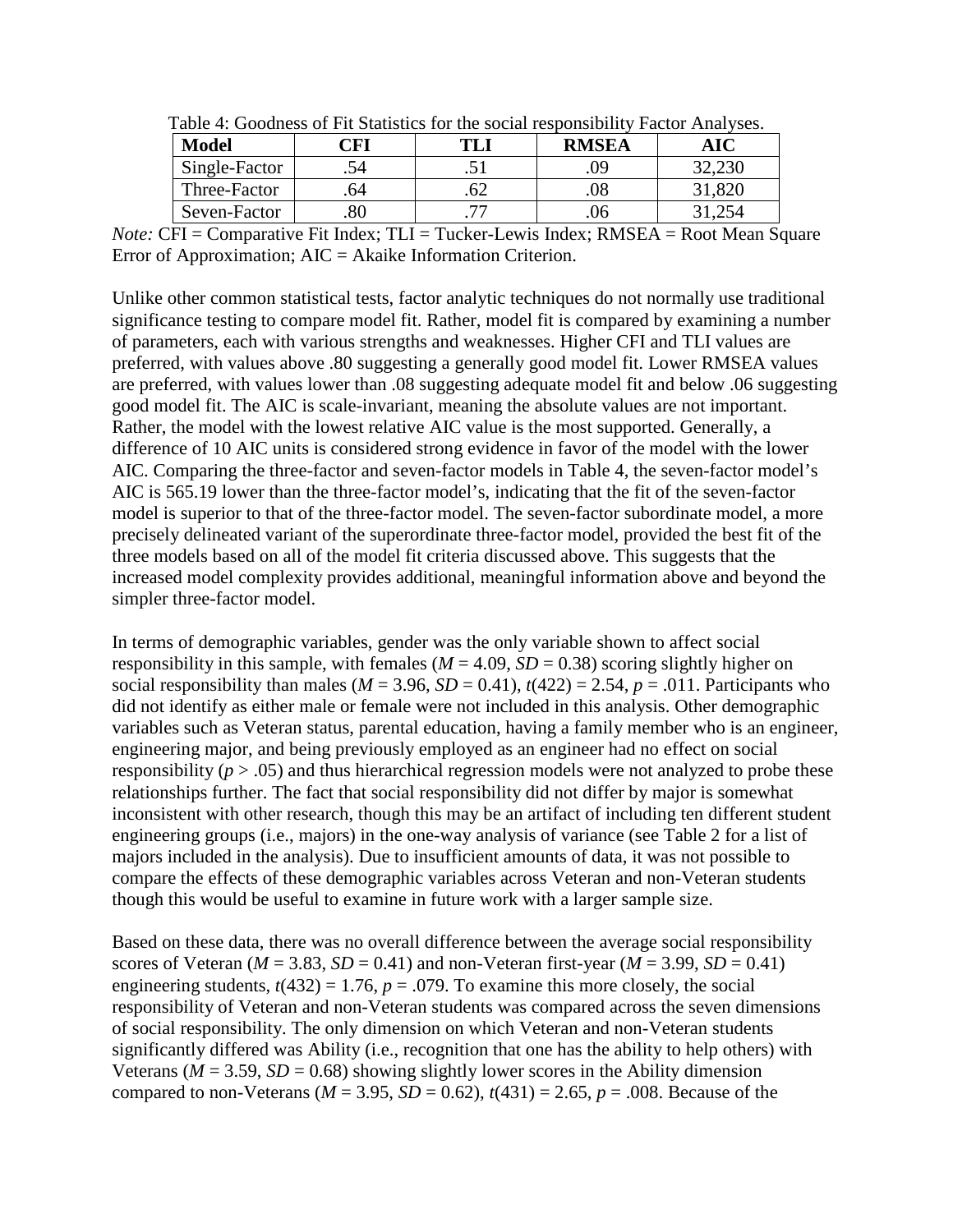Table 4: Goodness of Fit Statistics for the social responsibility Factor Analyses.

| Model | CFI | TLI | RMSEA | AIC |
|---|---|---|---|---|
| Single-Factor | .54 | .51 | .09 | 32,230 |
| Three-Factor | .64 | .62 | .08 | 31,820 |
| Seven-Factor | .80 | .77 | .06 | 31,254 |

*Note:* CFI = Comparative Fit Index; TLI = Tucker-Lewis Index; RMSEA = Root Mean Square Error of Approximation; AIC = Akaike Information Criterion.

Unlike other common statistical tests, factor analytic techniques do not normally use traditional significance testing to compare model fit. Rather, model fit is compared by examining a number of parameters, each with various strengths and weaknesses. Higher CFI and TLI values are preferred, with values above .80 suggesting a generally good model fit. Lower RMSEA values are preferred, with values lower than .08 suggesting adequate model fit and below .06 suggesting good model fit. The AIC is scale-invariant, meaning the absolute values are not important. Rather, the model with the lowest relative AIC value is the most supported. Generally, a difference of 10 AIC units is considered strong evidence in favor of the model with the lower AIC. Comparing the three-factor and seven-factor models in Table 4, the seven-factor model's AIC is 565.19 lower than the three-factor model's, indicating that the fit of the seven-factor model is superior to that of the three-factor model. The seven-factor subordinate model, a more precisely delineated variant of the superordinate three-factor model, provided the best fit of the three models based on all of the model fit criteria discussed above. This suggests that the increased model complexity provides additional, meaningful information above and beyond the simpler three-factor model.

In terms of demographic variables, gender was the only variable shown to affect social responsibility in this sample, with females ($M$ = 4.09, $SD$ = 0.38) scoring slightly higher on social responsibility than males ($M$ = 3.96, $SD$ = 0.41), $t(422) = 2.54$, $p$ = .011. Participants who did not identify as either male or female were not included in this analysis. Other demographic variables such as Veteran status, parental education, having a family member who is an engineer, engineering major, and being previously employed as an engineer had no effect on social responsibility ($p > .05$) and thus hierarchical regression models were not analyzed to probe these relationships further. The fact that social responsibility did not differ by major is somewhat inconsistent with other research, though this may be an artifact of including ten different student engineering groups (i.e., majors) in the one-way analysis of variance (see Table 2 for a list of majors included in the analysis). Due to insufficient amounts of data, it was not possible to compare the effects of these demographic variables across Veteran and non-Veteran students though this would be useful to examine in future work with a larger sample size.

Based on these data, there was no overall difference between the average social responsibility scores of Veteran ($M$ = 3.83, $SD$ = 0.41) and non-Veteran first-year ($M$ = 3.99, $SD$ = 0.41) engineering students, $t(432) = 1.76$, $p$ = .079. To examine this more closely, the social responsibility of Veteran and non-Veteran students was compared across the seven dimensions of social responsibility. The only dimension on which Veteran and non-Veteran students significantly differed was Ability (i.e., recognition that one has the ability to help others) with Veterans ($M$ = 3.59, $SD$ = 0.68) showing slightly lower scores in the Ability dimension compared to non-Veterans ($M$ = 3.95, $SD$ = 0.62), $t(431) = 2.65$, $p$ = .008. Because of the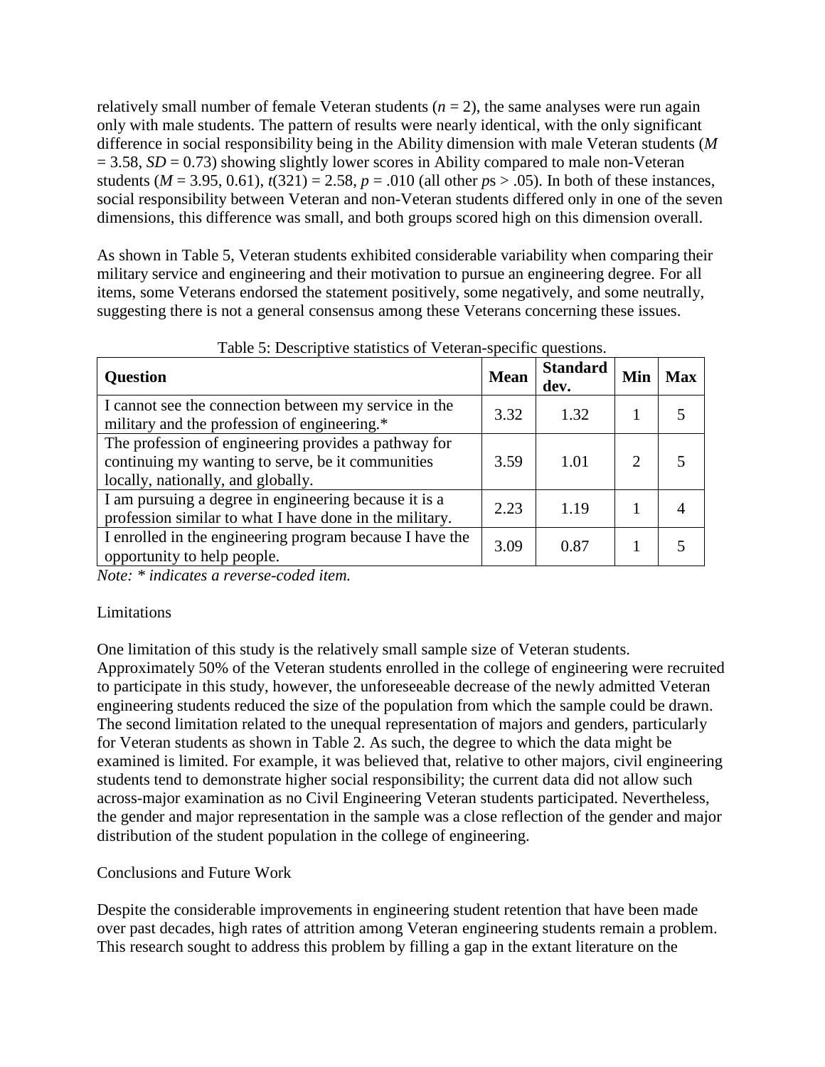relatively small number of female Veteran students ($n$ = 2), the same analyses were run again only with male students. The pattern of results were nearly identical, with the only significant difference in social responsibility being in the Ability dimension with male Veteran students ($M$ = 3.58, $SD$ = 0.73) showing slightly lower scores in Ability compared to male non-Veteran students ($M$ = 3.95, 0.61), $t(321) = 2.58$, $p = .010$ (all other $p$s > .05). In both of these instances, social responsibility between Veteran and non-Veteran students differed only in one of the seven dimensions, this difference was small, and both groups scored high on this dimension overall.

As shown in Table 5, Veteran students exhibited considerable variability when comparing their military service and engineering and their motivation to pursue an engineering degree. For all items, some Veterans endorsed the statement positively, some negatively, and some neutrally, suggesting there is not a general consensus among these Veterans concerning these issues.

Table 5: Descriptive statistics of Veteran-specific questions.

| Question | Mean | Standard dev. | Min | Max |
|---|---|---|---|---|
| I cannot see the connection between my service in the military and the profession of engineering.* | 3.32 | 1.32 | 1 | 5 |
| The profession of engineering provides a pathway for continuing my wanting to serve, be it communities locally, nationally, and globally. | 3.59 | 1.01 | 2 | 5 |
| I am pursuing a degree in engineering because it is a profession similar to what I have done in the military. | 2.23 | 1.19 | 1 | 4 |
| I enrolled in the engineering program because I have the opportunity to help people. | 3.09 | 0.87 | 1 | 5 |

*Note: * indicates a reverse-coded item.*

## Limitations

One limitation of this study is the relatively small sample size of Veteran students. Approximately 50% of the Veteran students enrolled in the college of engineering were recruited to participate in this study, however, the unforeseeable decrease of the newly admitted Veteran engineering students reduced the size of the population from which the sample could be drawn. The second limitation related to the unequal representation of majors and genders, particularly for Veteran students as shown in Table 2. As such, the degree to which the data might be examined is limited. For example, it was believed that, relative to other majors, civil engineering students tend to demonstrate higher social responsibility; the current data did not allow such across-major examination as no Civil Engineering Veteran students participated. Nevertheless, the gender and major representation in the sample was a close reflection of the gender and major distribution of the student population in the college of engineering.

## Conclusions and Future Work

Despite the considerable improvements in engineering student retention that have been made over past decades, high rates of attrition among Veteran engineering students remain a problem. This research sought to address this problem by filling a gap in the extant literature on the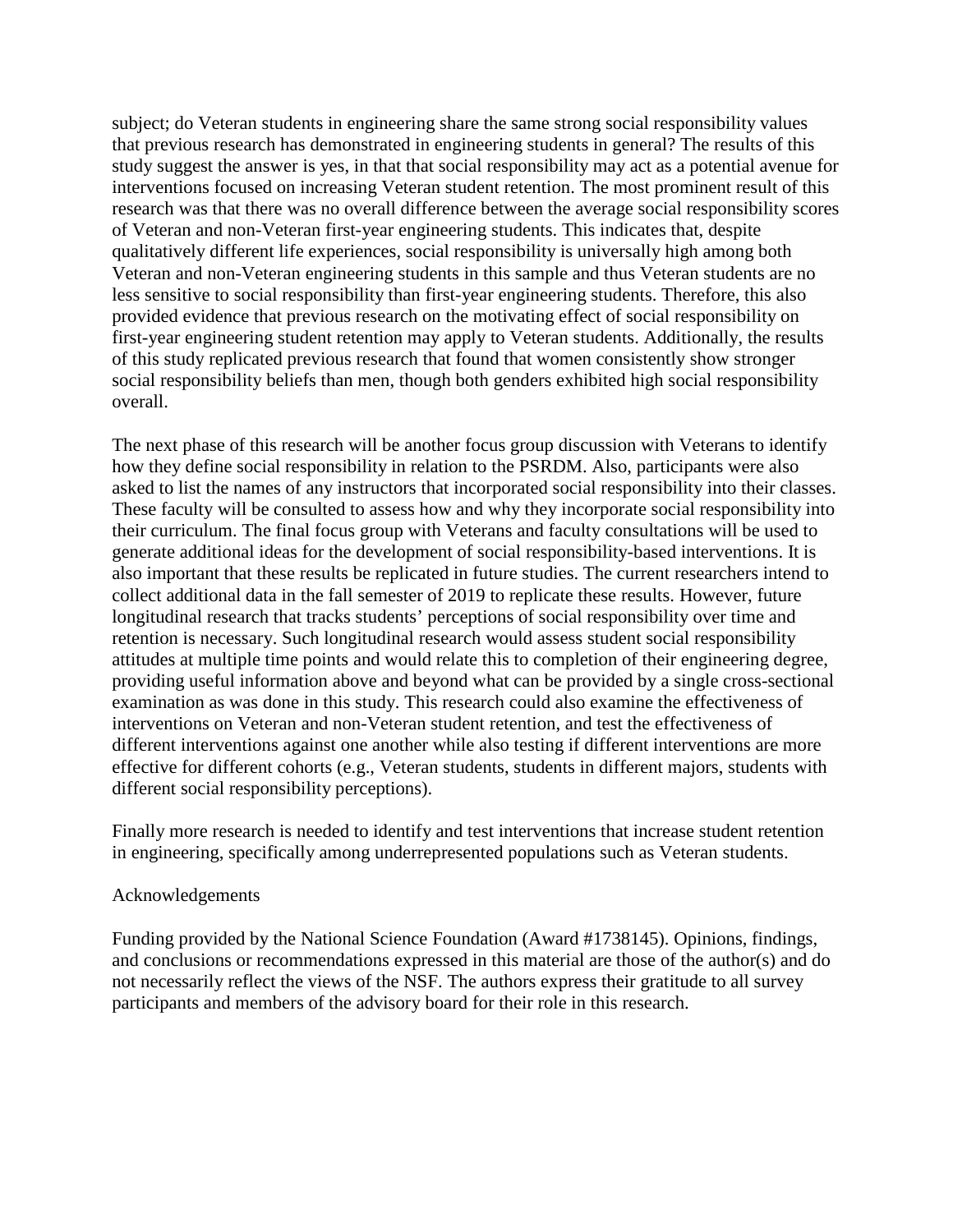subject; do Veteran students in engineering share the same strong social responsibility values that previous research has demonstrated in engineering students in general? The results of this study suggest the answer is yes, in that that social responsibility may act as a potential avenue for interventions focused on increasing Veteran student retention. The most prominent result of this research was that there was no overall difference between the average social responsibility scores of Veteran and non-Veteran first-year engineering students. This indicates that, despite qualitatively different life experiences, social responsibility is universally high among both Veteran and non-Veteran engineering students in this sample and thus Veteran students are no less sensitive to social responsibility than first-year engineering students. Therefore, this also provided evidence that previous research on the motivating effect of social responsibility on first-year engineering student retention may apply to Veteran students. Additionally, the results of this study replicated previous research that found that women consistently show stronger social responsibility beliefs than men, though both genders exhibited high social responsibility overall.

The next phase of this research will be another focus group discussion with Veterans to identify how they define social responsibility in relation to the PSRDM. Also, participants were also asked to list the names of any instructors that incorporated social responsibility into their classes. These faculty will be consulted to assess how and why they incorporate social responsibility into their curriculum. The final focus group with Veterans and faculty consultations will be used to generate additional ideas for the development of social responsibility-based interventions. It is also important that these results be replicated in future studies. The current researchers intend to collect additional data in the fall semester of 2019 to replicate these results. However, future longitudinal research that tracks students' perceptions of social responsibility over time and retention is necessary. Such longitudinal research would assess student social responsibility attitudes at multiple time points and would relate this to completion of their engineering degree, providing useful information above and beyond what can be provided by a single cross-sectional examination as was done in this study. This research could also examine the effectiveness of interventions on Veteran and non-Veteran student retention, and test the effectiveness of different interventions against one another while also testing if different interventions are more effective for different cohorts (e.g., Veteran students, students in different majors, students with different social responsibility perceptions).

Finally more research is needed to identify and test interventions that increase student retention in engineering, specifically among underrepresented populations such as Veteran students.

## Acknowledgements

Funding provided by the National Science Foundation (Award #1738145). Opinions, findings, and conclusions or recommendations expressed in this material are those of the author(s) and do not necessarily reflect the views of the NSF. The authors express their gratitude to all survey participants and members of the advisory board for their role in this research.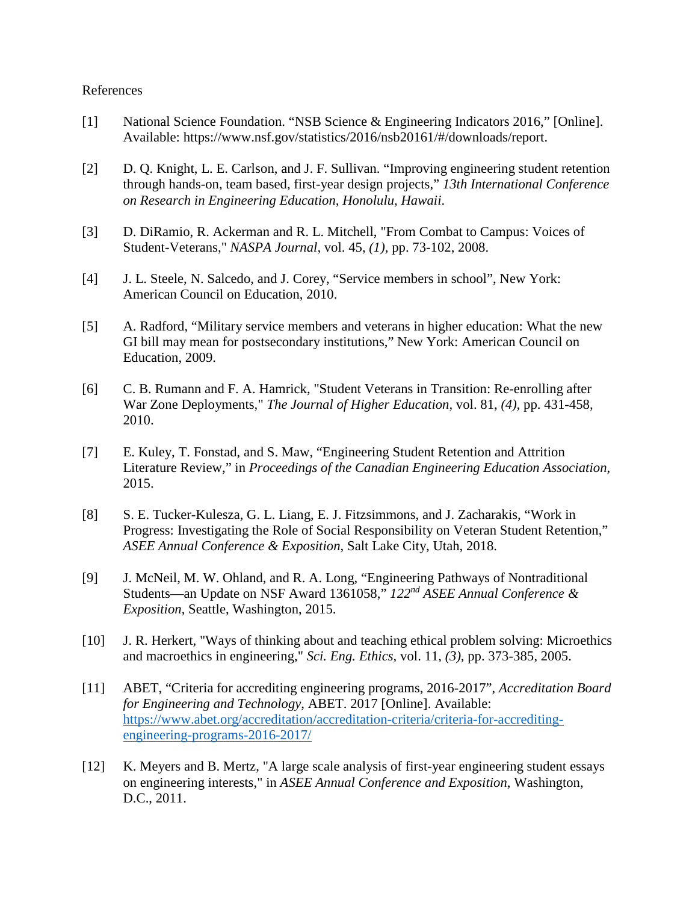References

[1] National Science Foundation. "NSB Science & Engineering Indicators 2016," [Online]. Available: https://www.nsf.gov/statistics/2016/nsb20161/#/downloads/report.

[2] D. Q. Knight, L. E. Carlson, and J. F. Sullivan. "Improving engineering student retention through hands-on, team based, first-year design projects," *13th International Conference on Research in Engineering Education, Honolulu, Hawaii*.

[3] D. DiRamio, R. Ackerman and R. L. Mitchell, "From Combat to Campus: Voices of Student-Veterans," *NASPA Journal*, vol. 45, *(1)*, pp. 73-102, 2008.

[4] J. L. Steele, N. Salcedo, and J. Corey, "Service members in school", New York: American Council on Education, 2010.

[5] A. Radford, "Military service members and veterans in higher education: What the new GI bill may mean for postsecondary institutions," New York: American Council on Education, 2009.

[6] C. B. Rumann and F. A. Hamrick, "Student Veterans in Transition: Re-enrolling after War Zone Deployments," *The Journal of Higher Education*, vol. 81, *(4)*, pp. 431-458, 2010.

[7] E. Kuley, T. Fonstad, and S. Maw, "Engineering Student Retention and Attrition Literature Review," in *Proceedings of the Canadian Engineering Education Association*, 2015.

[8] S. E. Tucker-Kulesza, G. L. Liang, E. J. Fitzsimmons, and J. Zacharakis, "Work in Progress: Investigating the Role of Social Responsibility on Veteran Student Retention," *ASEE Annual Conference & Exposition*, Salt Lake City, Utah, 2018.

[9] J. McNeil, M. W. Ohland, and R. A. Long, "Engineering Pathways of Nontraditional Students—an Update on NSF Award 1361058," *122nd ASEE Annual Conference & Exposition*, Seattle, Washington, 2015.

[10] J. R. Herkert, "Ways of thinking about and teaching ethical problem solving: Microethics and macroethics in engineering," *Sci. Eng. Ethics*, vol. 11, *(3)*, pp. 373-385, 2005.

[11] ABET, "Criteria for accrediting engineering programs, 2016-2017", *Accreditation Board for Engineering and Technology*, ABET. 2017 [Online]. Available: https://www.abet.org/accreditation/accreditation-criteria/criteria-for-accrediting-engineering-programs-2016-2017/

[12] K. Meyers and B. Mertz, "A large scale analysis of first-year engineering student essays on engineering interests," in *ASEE Annual Conference and Exposition*, Washington, D.C., 2011.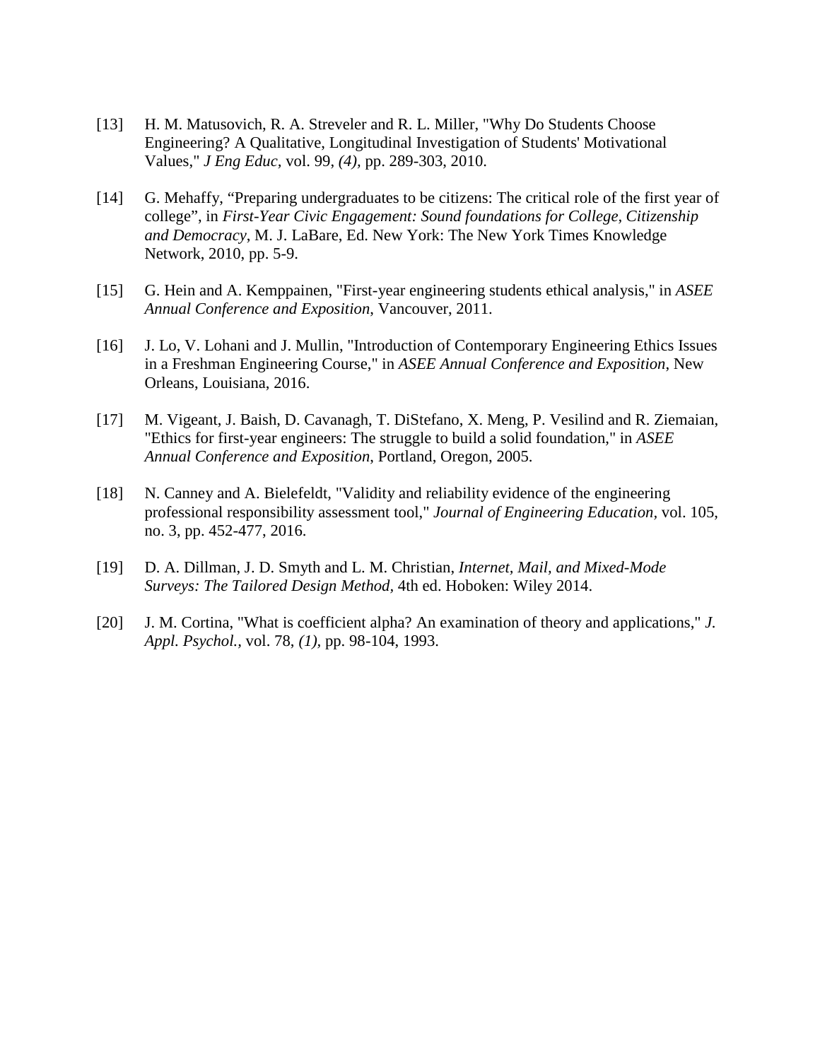[13] H. M. Matusovich, R. A. Streveler and R. L. Miller, "Why Do Students Choose Engineering? A Qualitative, Longitudinal Investigation of Students' Motivational Values," *J Eng Educ*, vol. 99, *(4)*, pp. 289-303, 2010.

[14] G. Mehaffy, "Preparing undergraduates to be citizens: The critical role of the first year of college", in *First-Year Civic Engagement: Sound foundations for College, Citizenship and Democracy*, M. J. LaBare, Ed. New York: The New York Times Knowledge Network, 2010, pp. 5-9.

[15] G. Hein and A. Kemppainen, "First-year engineering students ethical analysis," in *ASEE Annual Conference and Exposition*, Vancouver, 2011.

[16] J. Lo, V. Lohani and J. Mullin, "Introduction of Contemporary Engineering Ethics Issues in a Freshman Engineering Course," in *ASEE Annual Conference and Exposition*, New Orleans, Louisiana, 2016.

[17] M. Vigeant, J. Baish, D. Cavanagh, T. DiStefano, X. Meng, P. Vesilind and R. Ziemaian, "Ethics for first-year engineers: The struggle to build a solid foundation," in *ASEE Annual Conference and Exposition*, Portland, Oregon, 2005.

[18] N. Canney and A. Bielefeldt, "Validity and reliability evidence of the engineering professional responsibility assessment tool," *Journal of Engineering Education*, vol. 105, no. 3, pp. 452-477, 2016.

[19] D. A. Dillman, J. D. Smyth and L. M. Christian, *Internet, Mail, and Mixed-Mode Surveys: The Tailored Design Method*, 4th ed. Hoboken: Wiley 2014.

[20] J. M. Cortina, "What is coefficient alpha? An examination of theory and applications," *J. Appl. Psychol.*, vol. 78, *(1)*, pp. 98-104, 1993.